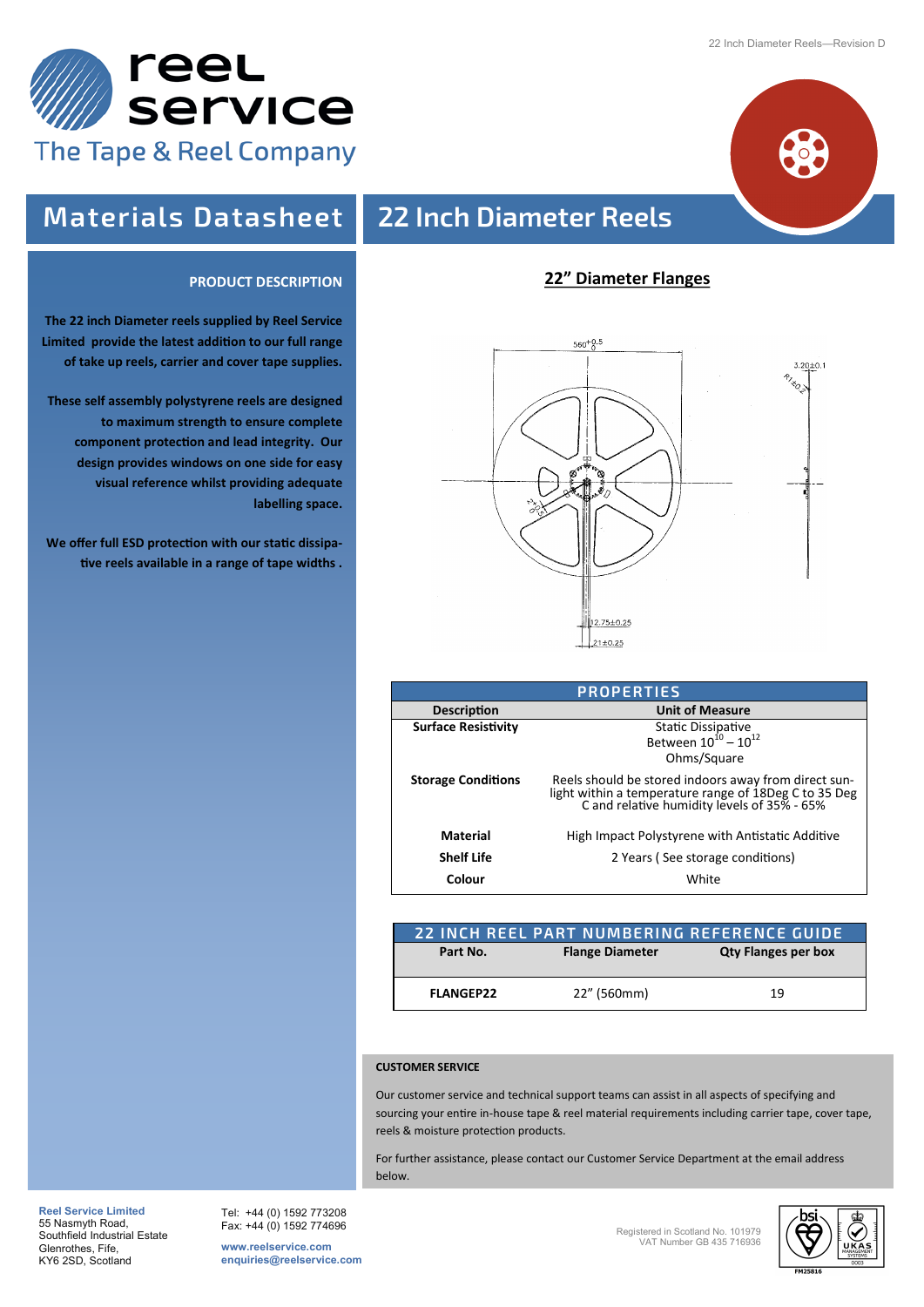# reel service

The Tape & Reel Company

# Materials Datasheet

# 22 Inch Diameter Reels

## PRODUCT DESCRIPTION

**The 22 inch Diameter reels supplied by Reel Service Limited provide the latest addition to our full range of take up reels, carrier and cover tape supplies.**

**These self assembly polystyrene reels are designed to maximum strength to ensure complete component protection and lead integrity. Our design provides windows on one side for easy visual reference whilst providing adequate labelling space.**

**We offer full ESD protection with our static dissipative reels available in a range of tape widths .**

## 22" Diameter Flanges

| PROPERTIES | |
|---|---|
| **Description** | **Unit of Measure** |
| **Surface Resistivity** | Static Dissipative<br>Between $10^{10} – 10^{12}$<br>Ohms/Square |
| **Storage Conditions** | Reels should be stored indoors away from direct sunlight within a temperature range of 18Deg C to 35 Deg C and relative humidity levels of 35% - 65% |
| **Material** | High Impact Polystyrene with Antistatic Additive |
| **Shelf Life** | 2 Years ( See storage conditions) |
| **Colour** | White |

| 22 INCH REEL PART NUMBERING REFERENCE GUIDE | | |
|---|---|---|
| **Part No.** | **Flange Diameter** | **Qty Flanges per box** |
| **FLANGEP22** | 22" (560mm) | 19 |

**CUSTOMER SERVICE**

Our customer service and technical support teams can assist in all aspects of specifying and sourcing your entire in-house tape & reel material requirements including carrier tape, cover tape, reels & moisture protection products.

For further assistance, please contact our Customer Service Department at the email address below.

**Reel Service Limited**
55 Nasmyth Road,
Southfield Industrial Estate
Glenrothes, Fife,
KY6 2SD, Scotland

Tel: +44 (0) 1592 773208
Fax: +44 (0) 1592 774696

**www.reelservice.com**
**enquiries@reelservice.com**

Registered in Scotland No. 101979
VAT Number GB 435 716936

FM25816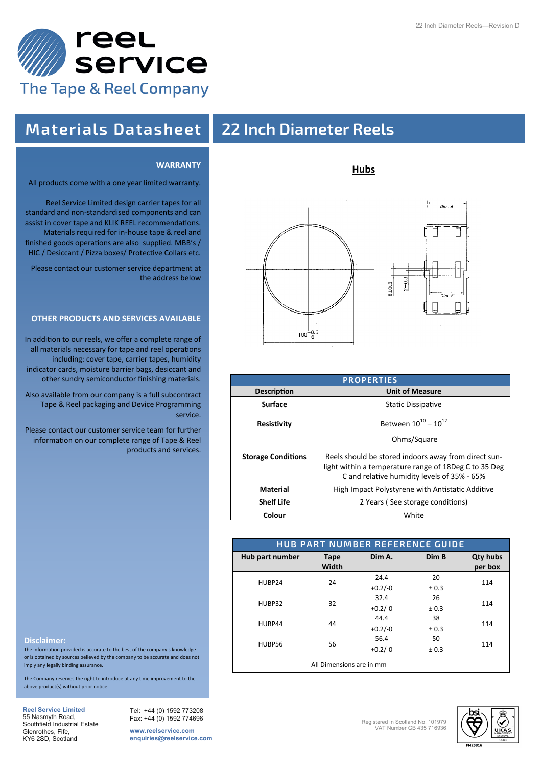# reel service

The Tape & Reel Company

## Materials Datasheet

## 22 Inch Diameter Reels

### WARRANTY

All products come with a one year limited warranty.

Reel Service Limited design carrier tapes for all standard and non-standardised components and can assist in cover tape and KLIK REEL recommendations. Materials required for in-house tape & reel and finished goods operations are also supplied. MBB's / HIC / Desiccant / Pizza boxes/ Protective Collars etc.

Please contact our customer service department at the address below

### OTHER PRODUCTS AND SERVICES AVAILABLE

In addition to our reels, we offer a complete range of all materials necessary for tape and reel operations including: cover tape, carrier tapes, humidity indicator cards, moisture barrier bags, desiccant and other sundry semiconductor finishing materials.

Also available from our company is a full subcontract Tape & Reel packaging and Device Programming service.

Please contact our customer service team for further information on our complete range of Tape & Reel products and services.

### Hubs

$100^{+0.5}_{0}$

Dim. A.

8±0.3

2±0.3

Dim. B.

| PROPERTIES | |
|---|---|
| **Description** | **Unit of Measure** |
| **Surface** | Static Dissipative |
| **Resistivity** | Between $10^{10} - 10^{12}$ Ohms/Square |
| **Storage Conditions** | Reels should be stored indoors away from direct sunlight within a temperature range of 18Deg C to 35 Deg C and relative humidity levels of 35% - 65% |
| **Material** | High Impact Polystyrene with Antistatic Additive |
| **Shelf Life** | 2 Years ( See storage conditions) |
| **Colour** | White |

**HUB PART NUMBER REFERENCE GUIDE**

| Hub part number | Tape Width | Dim A. | Dim B | Qty hubs per box |
|---|---|---|---|---|
| HUBP24 | 24 | 24.4 +0.2/-0 | 20 ± 0.3 | 114 |
| HUBP32 | 32 | 32.4 +0.2/-0 | 26 ± 0.3 | 114 |
| HUBP44 | 44 | 44.4 +0.2/-0 | 38 ± 0.3 | 114 |
| HUBP56 | 56 | 56.4 +0.2/-0 | 50 ± 0.3 | 114 |

All Dimensions are in mm

**Disclaimer:**

The information provided is accurate to the best of the company's knowledge or is obtained by sources believed by the company to be accurate and does not imply any legally binding assurance.

The Company reserves the right to introduce at any time improvement to the above product(s) without prior notice.

**Reel Service Limited**
55 Nasmyth Road,
Southfield Industrial Estate
Glenrothes, Fife,
KY6 2SD, Scotland

Tel: +44 (0) 1592 773208
Fax: +44 (0) 1592 774696

www.reelservice.com
enquiries@reelservice.com

Registered in Scotland No. 101979
VAT Number GB 435 716936

FM25816